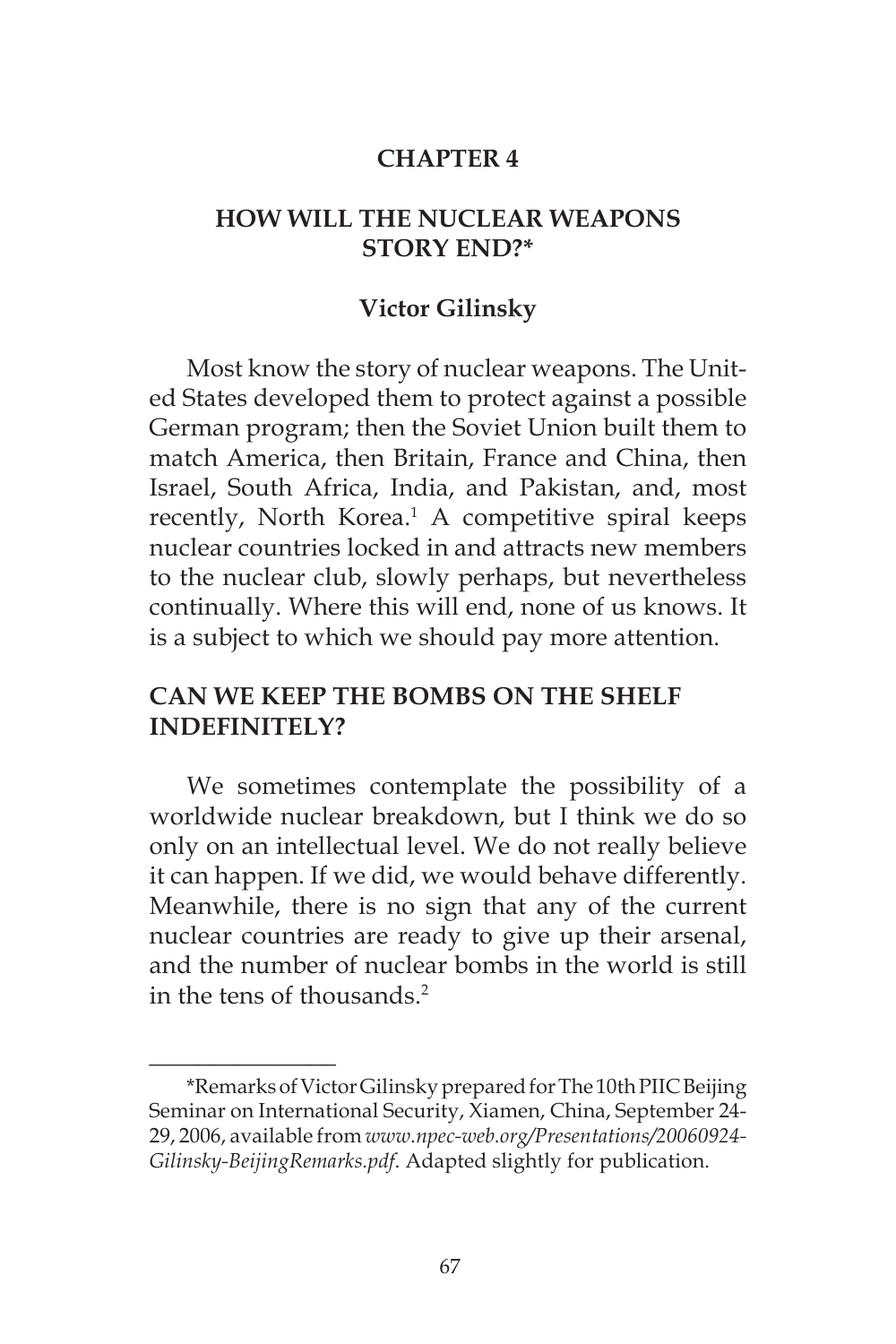# CHAPTER 4

## HOW WILL THE NUCLEAR WEAPONS STORY END?*

### Victor Gilinsky

Most know the story of nuclear weapons. The United States developed them to protect against a possible German program; then the Soviet Union built them to match America, then Britain, France and China, then Israel, South Africa, India, and Pakistan, and, most recently, North Korea.[1] A competitive spiral keeps nuclear countries locked in and attracts new members to the nuclear club, slowly perhaps, but nevertheless continually. Where this will end, none of us knows. It is a subject to which we should pay more attention.

## CAN WE KEEP THE BOMBS ON THE SHELF INDEFINITELY?

We sometimes contemplate the possibility of a worldwide nuclear breakdown, but I think we do so only on an intellectual level. We do not really believe it can happen. If we did, we would behave differently. Meanwhile, there is no sign that any of the current nuclear countries are ready to give up their arsenal, and the number of nuclear bombs in the world is still in the tens of thousands.[2]

---

*Remarks of Victor Gilinsky prepared for The 10th PIIC Beijing Seminar on International Security, Xiamen, China, September 24-29, 2006, available from *www.npec-web.org/Presentations/20060924-Gilinsky-BeijingRemarks.pdf*. Adapted slightly for publication.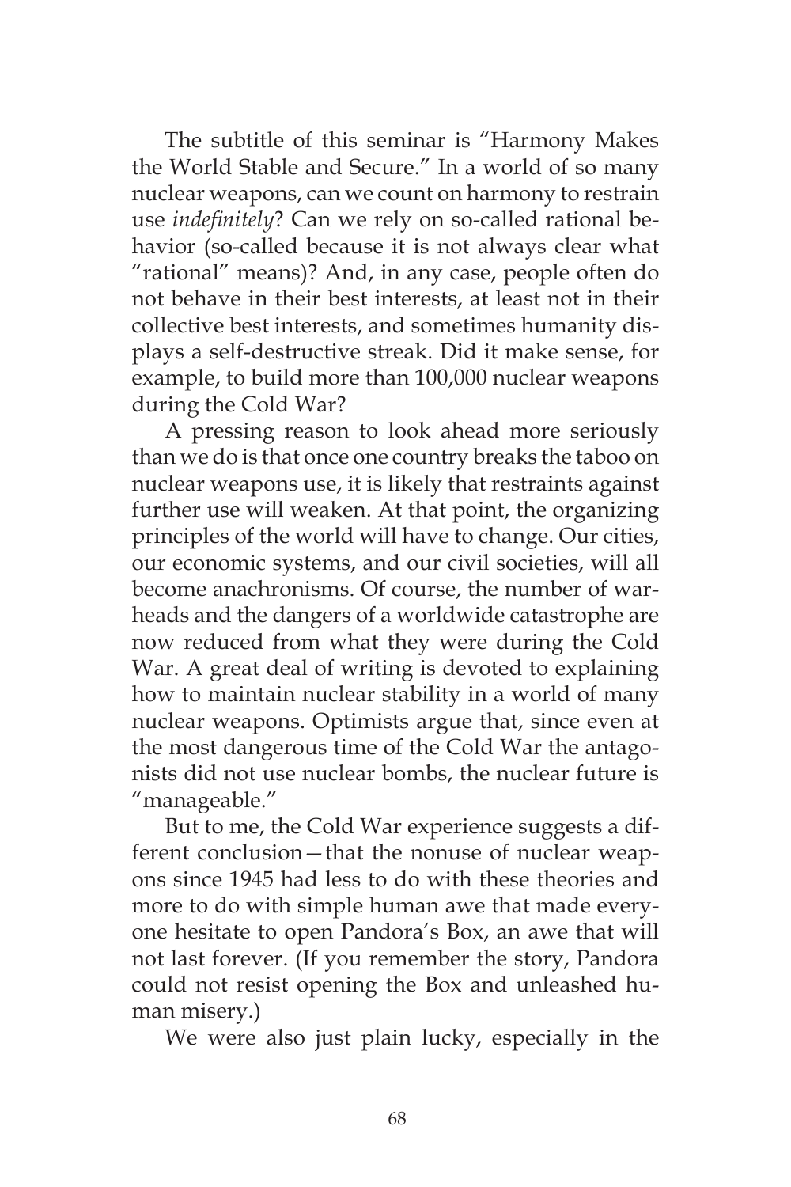The subtitle of this seminar is "Harmony Makes the World Stable and Secure." In a world of so many nuclear weapons, can we count on harmony to restrain use *indefinitely*? Can we rely on so-called rational behavior (so-called because it is not always clear what "rational" means)? And, in any case, people often do not behave in their best interests, at least not in their collective best interests, and sometimes humanity displays a self-destructive streak. Did it make sense, for example, to build more than 100,000 nuclear weapons during the Cold War?

A pressing reason to look ahead more seriously than we do is that once one country breaks the taboo on nuclear weapons use, it is likely that restraints against further use will weaken. At that point, the organizing principles of the world will have to change. Our cities, our economic systems, and our civil societies, will all become anachronisms. Of course, the number of warheads and the dangers of a worldwide catastrophe are now reduced from what they were during the Cold War. A great deal of writing is devoted to explaining how to maintain nuclear stability in a world of many nuclear weapons. Optimists argue that, since even at the most dangerous time of the Cold War the antagonists did not use nuclear bombs, the nuclear future is "manageable."

But to me, the Cold War experience suggests a different conclusion—that the nonuse of nuclear weapons since 1945 had less to do with these theories and more to do with simple human awe that made everyone hesitate to open Pandora's Box, an awe that will not last forever. (If you remember the story, Pandora could not resist opening the Box and unleashed human misery.)

We were also just plain lucky, especially in the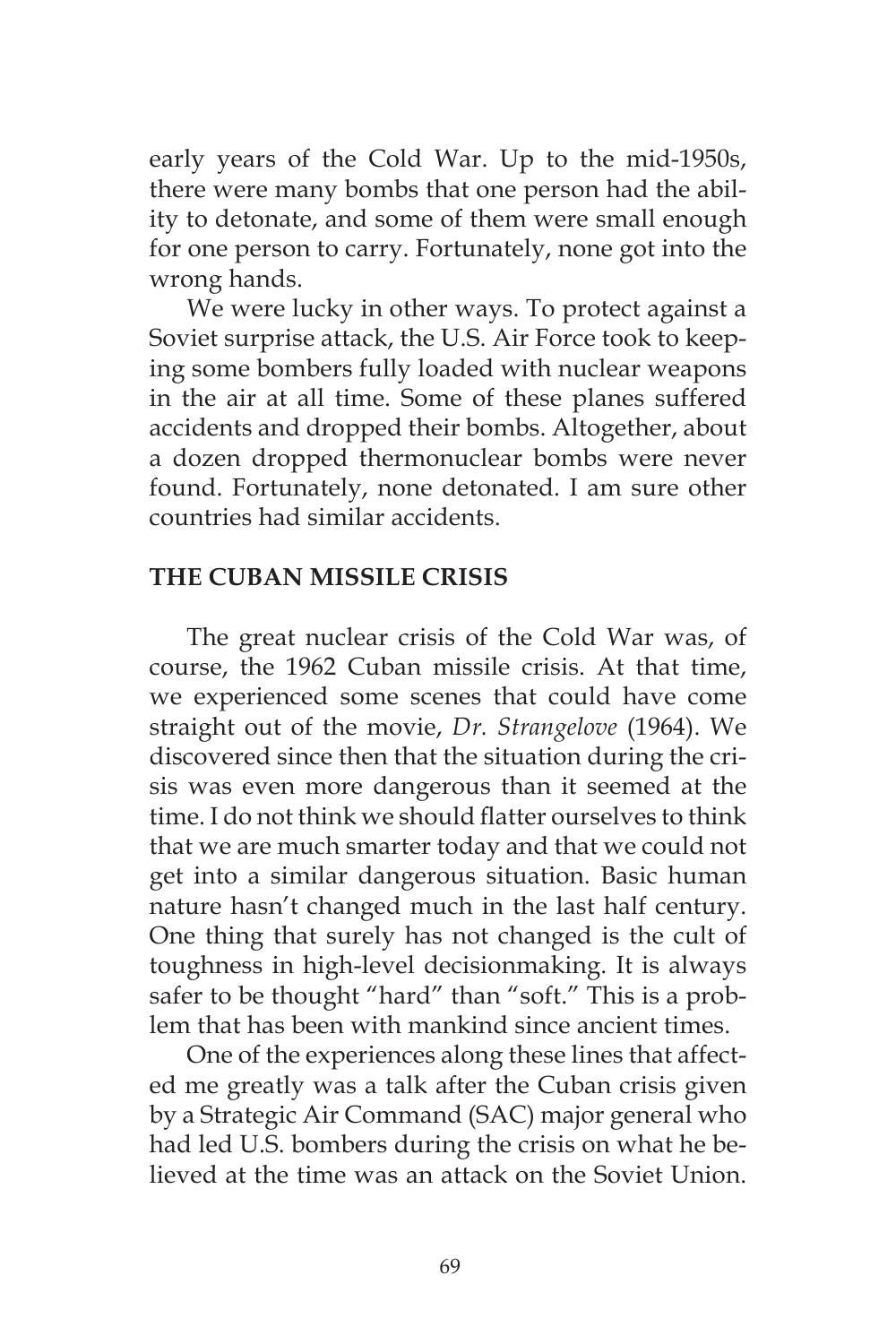early years of the Cold War. Up to the mid-1950s, there were many bombs that one person had the ability to detonate, and some of them were small enough for one person to carry. Fortunately, none got into the wrong hands.

We were lucky in other ways. To protect against a Soviet surprise attack, the U.S. Air Force took to keeping some bombers fully loaded with nuclear weapons in the air at all time. Some of these planes suffered accidents and dropped their bombs. Altogether, about a dozen dropped thermonuclear bombs were never found. Fortunately, none detonated. I am sure other countries had similar accidents.

## THE CUBAN MISSILE CRISIS

The great nuclear crisis of the Cold War was, of course, the 1962 Cuban missile crisis. At that time, we experienced some scenes that could have come straight out of the movie, *Dr. Strangelove* (1964). We discovered since then that the situation during the crisis was even more dangerous than it seemed at the time. I do not think we should flatter ourselves to think that we are much smarter today and that we could not get into a similar dangerous situation. Basic human nature hasn't changed much in the last half century. One thing that surely has not changed is the cult of toughness in high-level decisionmaking. It is always safer to be thought "hard" than "soft." This is a problem that has been with mankind since ancient times.

One of the experiences along these lines that affected me greatly was a talk after the Cuban crisis given by a Strategic Air Command (SAC) major general who had led U.S. bombers during the crisis on what he believed at the time was an attack on the Soviet Union.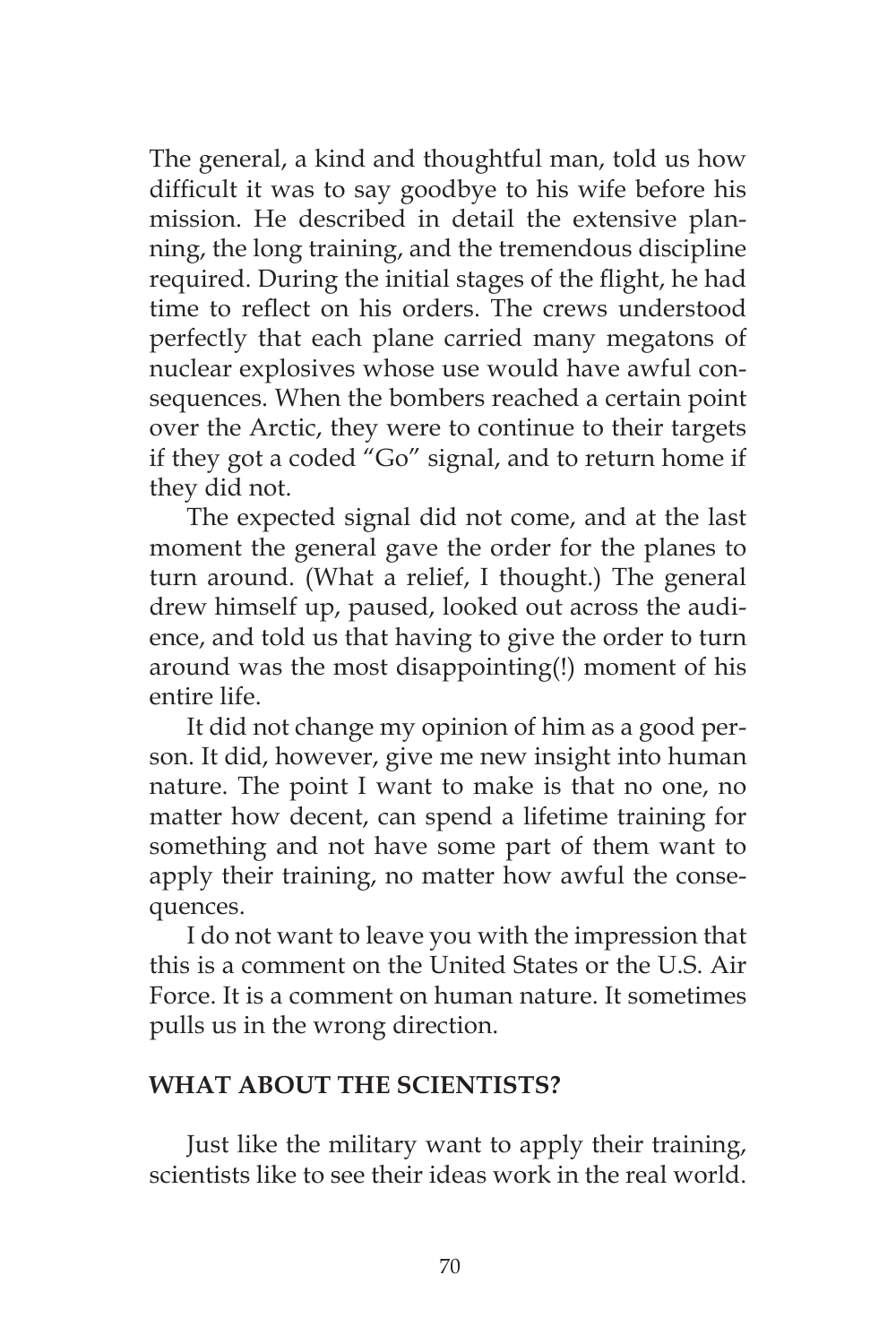The general, a kind and thoughtful man, told us how difficult it was to say goodbye to his wife before his mission. He described in detail the extensive planning, the long training, and the tremendous discipline required. During the initial stages of the flight, he had time to reflect on his orders. The crews understood perfectly that each plane carried many megatons of nuclear explosives whose use would have awful consequences. When the bombers reached a certain point over the Arctic, they were to continue to their targets if they got a coded "Go" signal, and to return home if they did not.

The expected signal did not come, and at the last moment the general gave the order for the planes to turn around. (What a relief, I thought.) The general drew himself up, paused, looked out across the audience, and told us that having to give the order to turn around was the most disappointing(!) moment of his entire life.

It did not change my opinion of him as a good person. It did, however, give me new insight into human nature. The point I want to make is that no one, no matter how decent, can spend a lifetime training for something and not have some part of them want to apply their training, no matter how awful the consequences.

I do not want to leave you with the impression that this is a comment on the United States or the U.S. Air Force. It is a comment on human nature. It sometimes pulls us in the wrong direction.

## WHAT ABOUT THE SCIENTISTS?

Just like the military want to apply their training, scientists like to see their ideas work in the real world.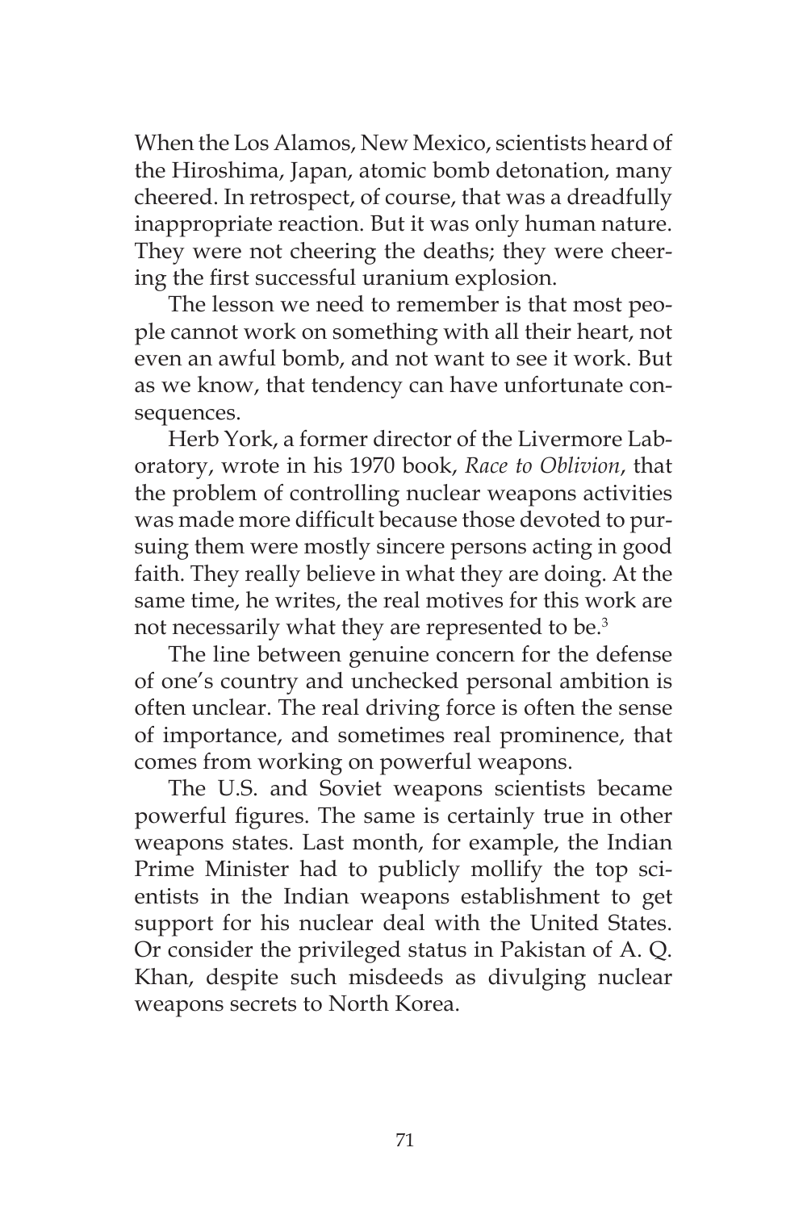When the Los Alamos, New Mexico, scientists heard of the Hiroshima, Japan, atomic bomb detonation, many cheered. In retrospect, of course, that was a dreadfully inappropriate reaction. But it was only human nature. They were not cheering the deaths; they were cheering the first successful uranium explosion.

The lesson we need to remember is that most people cannot work on something with all their heart, not even an awful bomb, and not want to see it work. But as we know, that tendency can have unfortunate consequences.

Herb York, a former director of the Livermore Laboratory, wrote in his 1970 book, *Race to Oblivion*, that the problem of controlling nuclear weapons activities was made more difficult because those devoted to pursuing them were mostly sincere persons acting in good faith. They really believe in what they are doing. At the same time, he writes, the real motives for this work are not necessarily what they are represented to be.[3]

The line between genuine concern for the defense of one's country and unchecked personal ambition is often unclear. The real driving force is often the sense of importance, and sometimes real prominence, that comes from working on powerful weapons.

The U.S. and Soviet weapons scientists became powerful figures. The same is certainly true in other weapons states. Last month, for example, the Indian Prime Minister had to publicly mollify the top scientists in the Indian weapons establishment to get support for his nuclear deal with the United States. Or consider the privileged status in Pakistan of A. Q. Khan, despite such misdeeds as divulging nuclear weapons secrets to North Korea.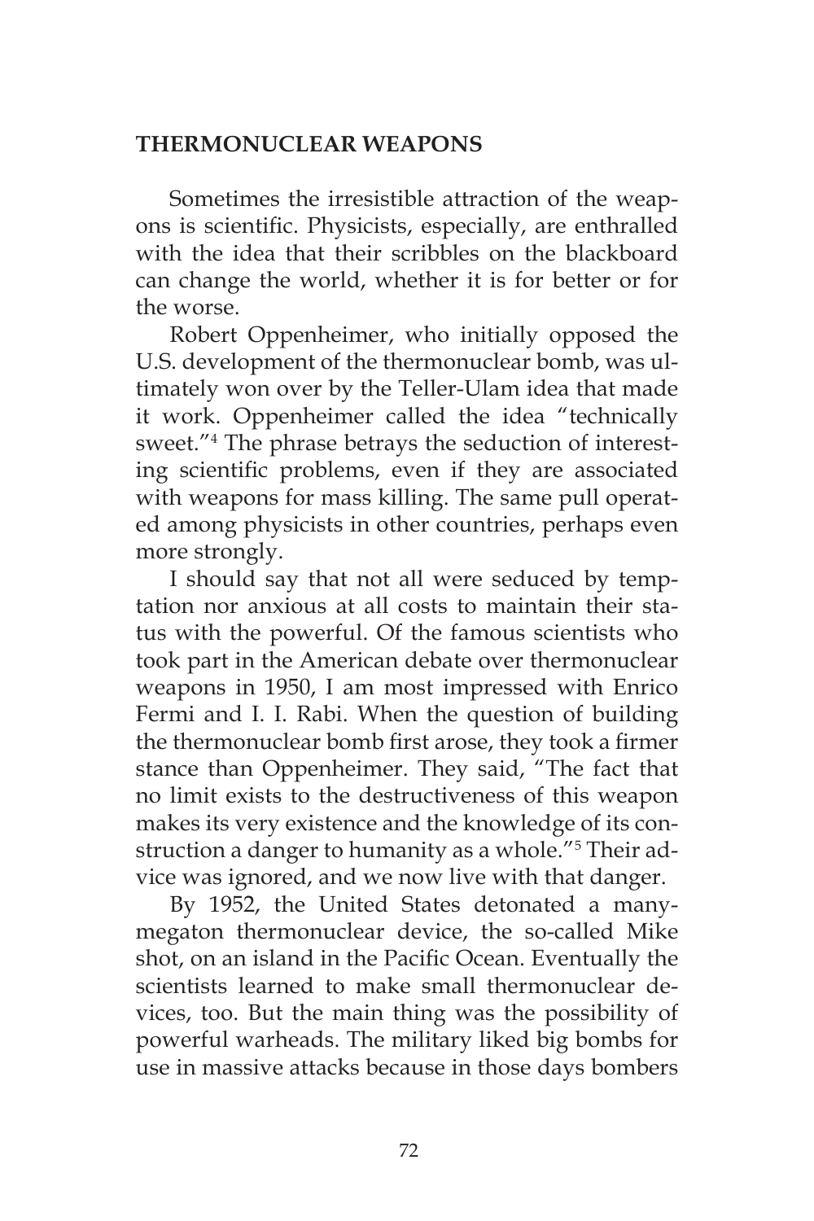## THERMONUCLEAR WEAPONS

Sometimes the irresistible attraction of the weapons is scientific. Physicists, especially, are enthralled with the idea that their scribbles on the blackboard can change the world, whether it is for better or for the worse.

Robert Oppenheimer, who initially opposed the U.S. development of the thermonuclear bomb, was ultimately won over by the Teller-Ulam idea that made it work. Oppenheimer called the idea "technically sweet."[4] The phrase betrays the seduction of interesting scientific problems, even if they are associated with weapons for mass killing. The same pull operated among physicists in other countries, perhaps even more strongly.

I should say that not all were seduced by temptation nor anxious at all costs to maintain their status with the powerful. Of the famous scientists who took part in the American debate over thermonuclear weapons in 1950, I am most impressed with Enrico Fermi and I. I. Rabi. When the question of building the thermonuclear bomb first arose, they took a firmer stance than Oppenheimer. They said, "The fact that no limit exists to the destructiveness of this weapon makes its very existence and the knowledge of its construction a danger to humanity as a whole."[5] Their advice was ignored, and we now live with that danger.

By 1952, the United States detonated a many-megaton thermonuclear device, the so-called Mike shot, on an island in the Pacific Ocean. Eventually the scientists learned to make small thermonuclear devices, too. But the main thing was the possibility of powerful warheads. The military liked big bombs for use in massive attacks because in those days bombers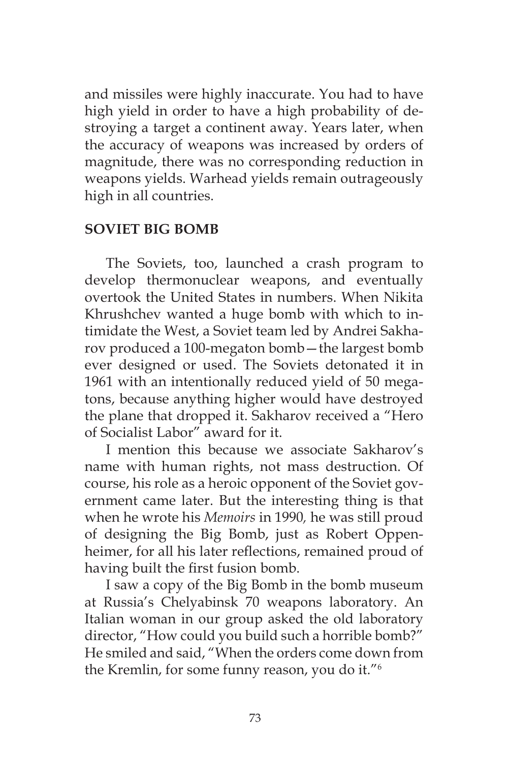and missiles were highly inaccurate. You had to have high yield in order to have a high probability of destroying a target a continent away. Years later, when the accuracy of weapons was increased by orders of magnitude, there was no corresponding reduction in weapons yields. Warhead yields remain outrageously high in all countries.

**SOVIET BIG BOMB**

The Soviets, too, launched a crash program to develop thermonuclear weapons, and eventually overtook the United States in numbers. When Nikita Khrushchev wanted a huge bomb with which to intimidate the West, a Soviet team led by Andrei Sakharov produced a 100-megaton bomb—the largest bomb ever designed or used. The Soviets detonated it in 1961 with an intentionally reduced yield of 50 megatons, because anything higher would have destroyed the plane that dropped it. Sakharov received a "Hero of Socialist Labor" award for it.

I mention this because we associate Sakharov's name with human rights, not mass destruction. Of course, his role as a heroic opponent of the Soviet government came later. But the interesting thing is that when he wrote his *Memoirs* in 1990, he was still proud of designing the Big Bomb, just as Robert Oppenheimer, for all his later reflections, remained proud of having built the first fusion bomb.

I saw a copy of the Big Bomb in the bomb museum at Russia's Chelyabinsk 70 weapons laboratory. An Italian woman in our group asked the old laboratory director, "How could you build such a horrible bomb?" He smiled and said, "When the orders come down from the Kremlin, for some funny reason, you do it."[6]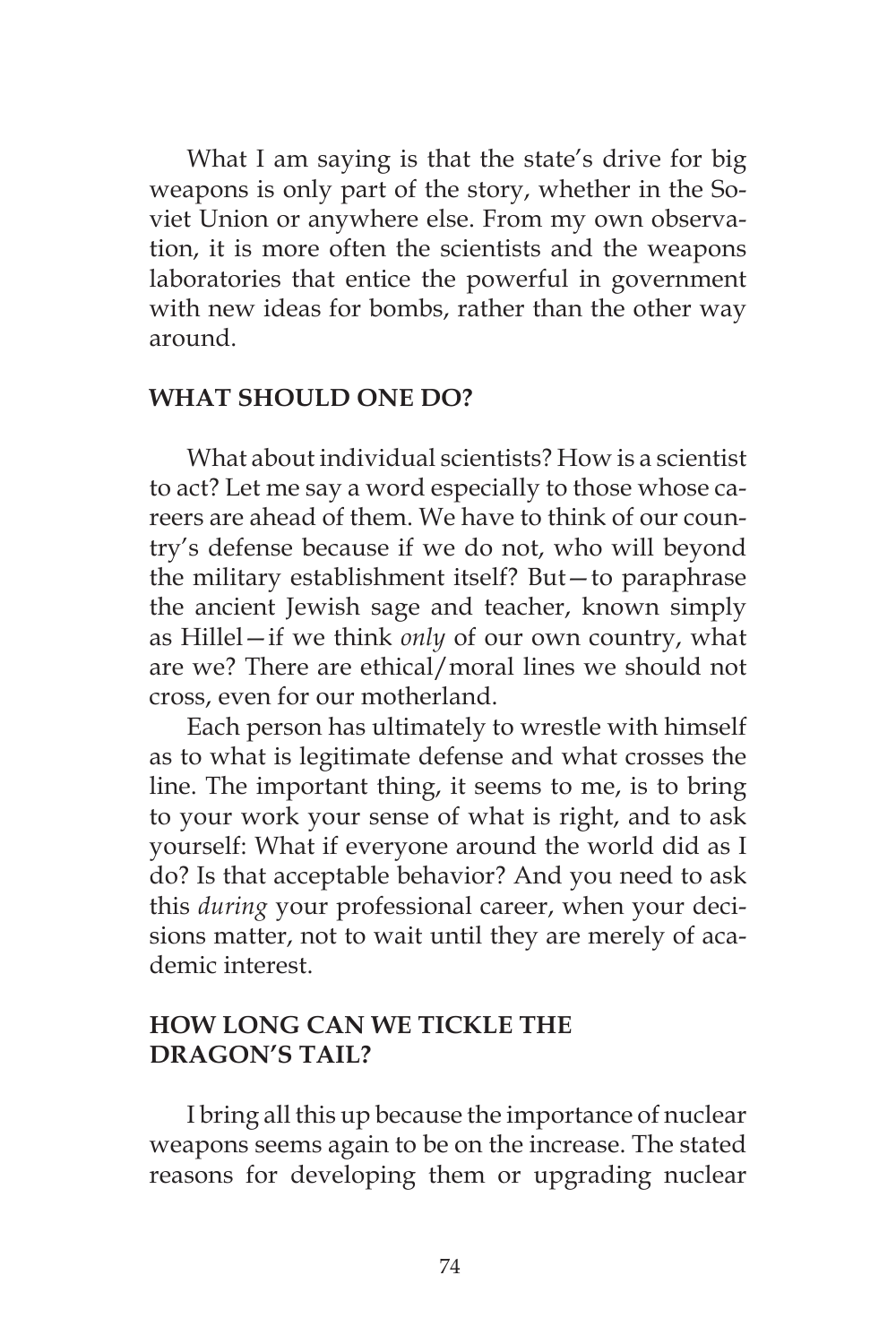What I am saying is that the state's drive for big weapons is only part of the story, whether in the Soviet Union or anywhere else. From my own observation, it is more often the scientists and the weapons laboratories that entice the powerful in government with new ideas for bombs, rather than the other way around.

## WHAT SHOULD ONE DO?

What about individual scientists? How is a scientist to act? Let me say a word especially to those whose careers are ahead of them. We have to think of our country's defense because if we do not, who will beyond the military establishment itself? But—to paraphrase the ancient Jewish sage and teacher, known simply as Hillel—if we think *only* of our own country, what are we? There are ethical/moral lines we should not cross, even for our motherland.

Each person has ultimately to wrestle with himself as to what is legitimate defense and what crosses the line. The important thing, it seems to me, is to bring to your work your sense of what is right, and to ask yourself: What if everyone around the world did as I do? Is that acceptable behavior? And you need to ask this *during* your professional career, when your decisions matter, not to wait until they are merely of academic interest.

## HOW LONG CAN WE TICKLE THE DRAGON'S TAIL?

I bring all this up because the importance of nuclear weapons seems again to be on the increase. The stated reasons for developing them or upgrading nuclear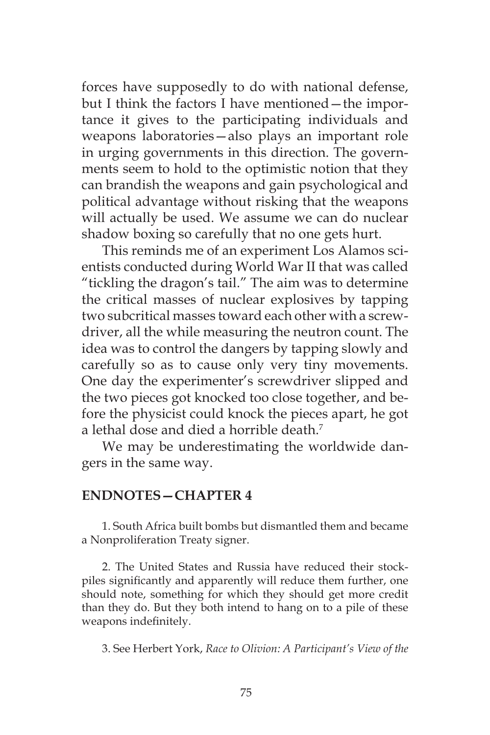forces have supposedly to do with national defense, but I think the factors I have mentioned—the importance it gives to the participating individuals and weapons laboratories—also plays an important role in urging governments in this direction. The governments seem to hold to the optimistic notion that they can brandish the weapons and gain psychological and political advantage without risking that the weapons will actually be used. We assume we can do nuclear shadow boxing so carefully that no one gets hurt.

This reminds me of an experiment Los Alamos scientists conducted during World War II that was called "tickling the dragon's tail." The aim was to determine the critical masses of nuclear explosives by tapping two subcritical masses toward each other with a screwdriver, all the while measuring the neutron count. The idea was to control the dangers by tapping slowly and carefully so as to cause only very tiny movements. One day the experimenter's screwdriver slipped and the two pieces got knocked too close together, and before the physicist could knock the pieces apart, he got a lethal dose and died a horrible death.[7]

We may be underestimating the worldwide dangers in the same way.

## ENDNOTES—CHAPTER 4

1. South Africa built bombs but dismantled them and became a Nonproliferation Treaty signer.

2. The United States and Russia have reduced their stockpiles significantly and apparently will reduce them further, one should note, something for which they should get more credit than they do. But they both intend to hang on to a pile of these weapons indefinitely.

3. See Herbert York, *Race to Olivion: A Participant's View of the*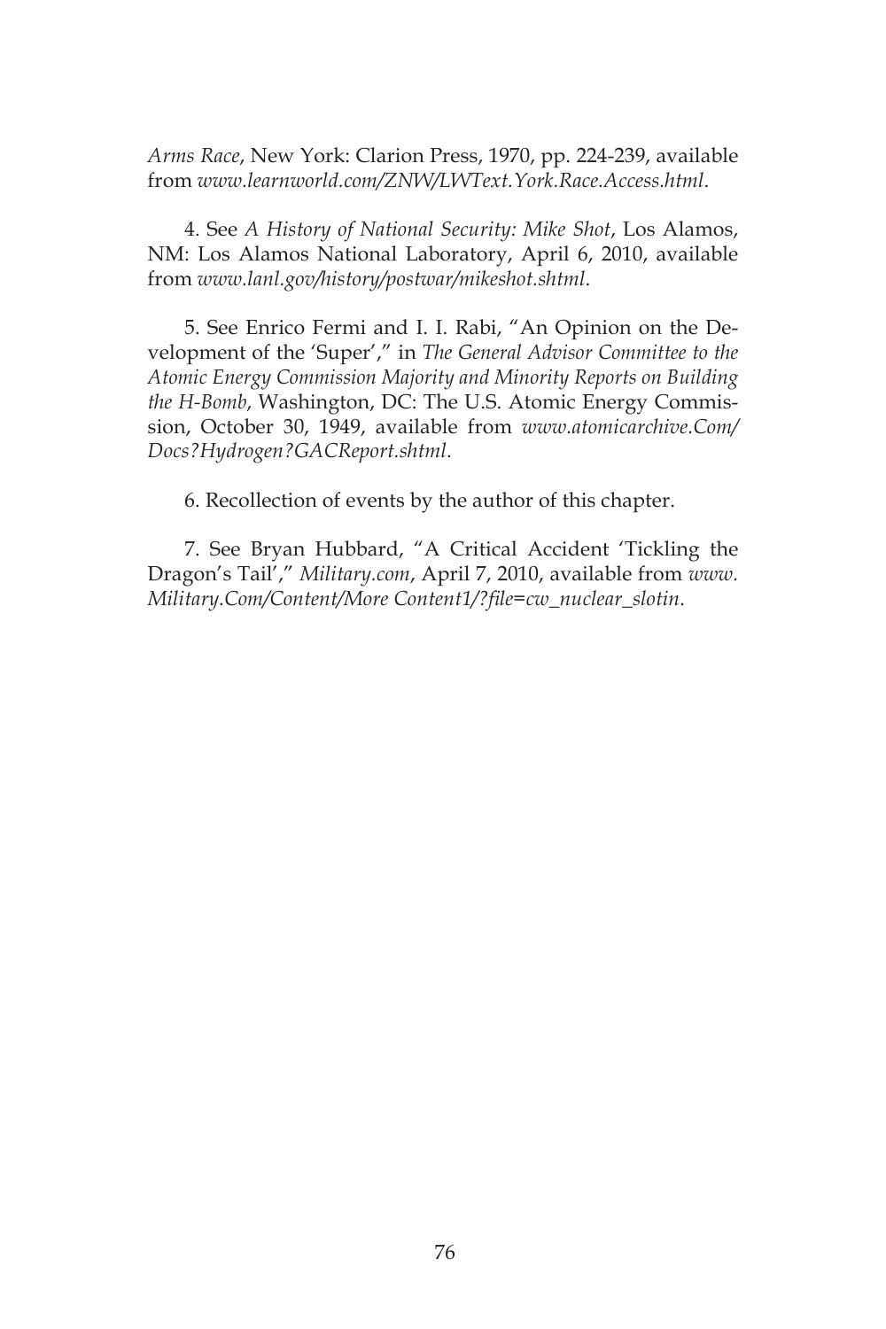*Arms Race*, New York: Clarion Press, 1970, pp. 224-239, available from *www.learnworld.com/ZNW/LWText.York.Race.Access.html*.

4. See *A History of National Security: Mike Shot*, Los Alamos, NM: Los Alamos National Laboratory, April 6, 2010, available from *www.lanl.gov/history/postwar/mikeshot.shtml*.

5. See Enrico Fermi and I. I. Rabi, "An Opinion on the Development of the 'Super'," in *The General Advisor Committee to the Atomic Energy Commission Majority and Minority Reports on Building the H-Bomb*, Washington, DC: The U.S. Atomic Energy Commission, October 30, 1949, available from *www.atomicarchive.Com/Docs?Hydrogen?GACReport.shtml*.

6. Recollection of events by the author of this chapter.

7. See Bryan Hubbard, "A Critical Accident 'Tickling the Dragon's Tail'," *Military.com*, April 7, 2010, available from *www.Military.Com/Content/More Content1/?file=cw_nuclear_slotin*.